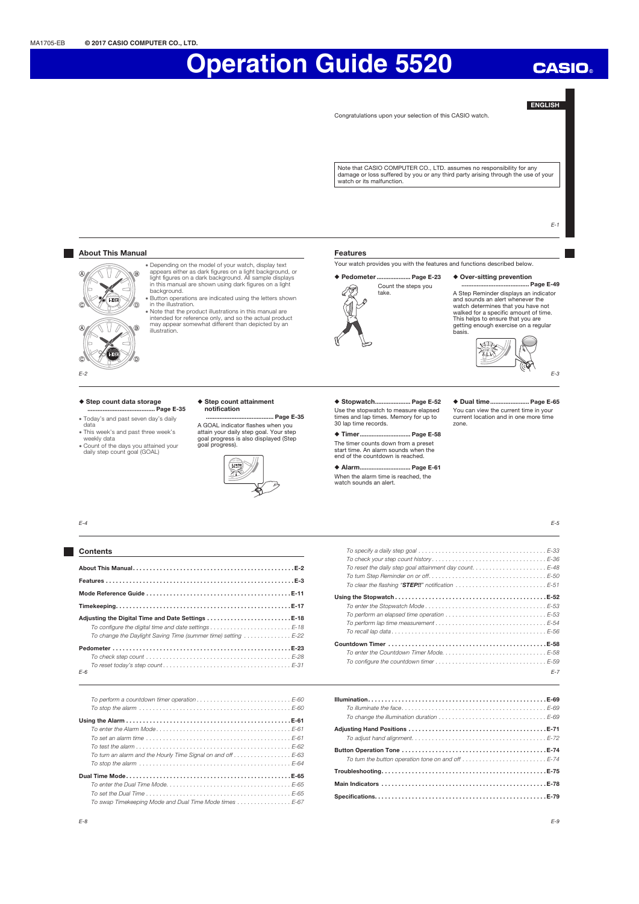MA1705-EB **© 2017 CASIO COMPUTER CO., LTD.**

# Operation Guide 5520

CASIO

ENGLISH

Congratulations upon your selection of this CASIO watch.

Note that CASIO COMPUTER CO., LTD. assumes no responsibility for any damage or loss suffered by you or any third party arising through the use of your watch or its malfunction.

## About This Manual

- Depending on the model of your watch, display text appears either as dark figures on a light background, or light figures on a dark background. All sample displays in this manual are shown using dark figures on a light background.
- Button operations are indicated using the letters shown in the illustration.
- Note that the product illustrations in this manual are intended for reference only, and so the actual product may appear somewhat different than depicted by an illustration.

## Features

Your watch provides you with the features and functions described below.

**◆ Pedometer .................... Page E-23**

Count the steps you take.

**◆ Over-sitting prevention ........................................ Page E-49**

A Step Reminder displays an indicator and sounds an alert whenever the watch determines that you have not walked for a specific amount of time. This helps to ensure that you are getting enough exercise on a regular basis.

**◆ Step count data storage ........................................ Page E-35**

- Today's and past seven day's daily data
- This week's and past three week's weekly data
- Count of the days you attained your daily step count goal (GOAL)

**◆ Step count attainment notification ........................................ Page E-35**

A GOAL indicator flashes when you attain your daily step goal. Your step goal progress is also displayed (Step goal progress).

**◆ Stopwatch..................... Page E-52**

Use the stopwatch to measure elapsed times and lap times. Memory for up to 30 lap time records.

**◆ Timer.............................. Page E-58**

The timer counts down from a preset start time. An alarm sounds when the end of the countdown is reached.

**◆ Alarm.............................. Page E-61**

When the alarm time is reached, the watch sounds an alert.

**◆ Dual time....................... Page E-65**

You can view the current time in your current location and in one more time zone.

## Contents

**About This Manual ................................................ E-2**

**Features ........................................................ E-3**

**Mode Reference Guide ........................................... E-11**

**Timekeeping ..................................................... E-17**

**Adjusting the Digital Time and Date Settings ......................... E-18**

*To configure the digital time and date settings ........................ E-18*

*To change the Daylight Saving Time (summer time) setting .............. E-22*

**Pedometer ....................................................... E-23**

*To check step count ............................................... E-28*

*To reset today's step count ......................................... E-31*

*To specify a daily step goal ......................................... E-33*

*To check your step count history ...................................... E-36*

*To reset the daily step goal attainment day count ......................... E-48*

*To turn Step Reminder on or off ...................................... E-50*

*To clear the flashing "**STEP!!**" notification .............................. E-51*

**Using the Stopwatch .............................................. E-52**

*To enter the Stopwatch Mode ........................................ E-53*

*To perform an elapsed time operation .................................. E-53*

*To perform lap time measurement ..................................... E-54*

*To recall lap data .................................................. E-56*

**Countdown Timer ................................................. E-58**

*To enter the Countdown Timer Mode ................................... E-58*

*To configure the countdown timer ..................................... E-59*

*To perform a countdown timer operation ................................ E-60*

*To stop the alarm ................................................. E-60*

**Using the Alarm .................................................. E-61**

*To enter the Alarm Mode ............................................ E-61*

*To set an alarm time ................................................ E-61*

*To test the alarm ................................................... E-62*

*To turn an alarm and the Hourly Time Signal on and off ................... E-63*

*To stop the alarm ................................................. E-64*

**Dual Time Mode .................................................. E-65**

*To enter the Dual Time Mode ......................................... E-65*

*To set the Dual Time ............................................... E-65*

*To swap Timekeeping Mode and Dual Time Mode times ................... E-67*

**Illumination ...................................................... E-69**

*To illuminate the face ............................................... E-69*

*To change the illumination duration .................................... E-69*

**Adjusting Hand Positions .......................................... E-71**

*To adjust hand alignment ............................................ E-72*

**Button Operation Tone ............................................ E-74**

*To turn the button operation tone on and off ............................ E-74*

**Troubleshooting .................................................. E-75**

**Main Indicators .................................................. E-78**

**Specifications .................................................... E-79**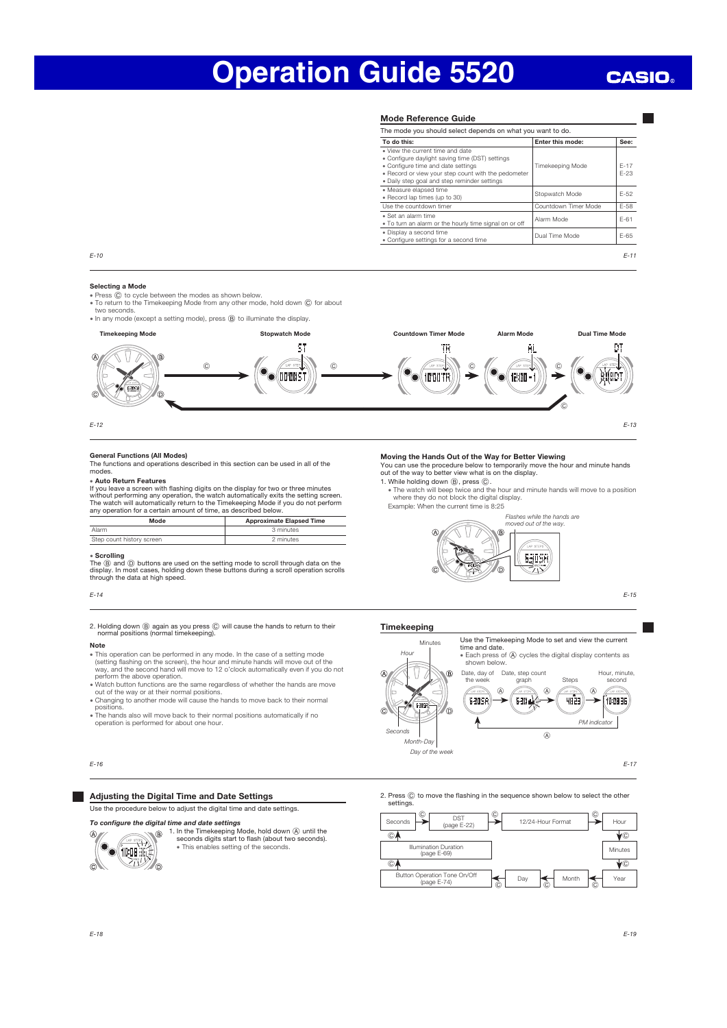# Operation Guide 5520

## Mode Reference Guide

The mode you should select depends on what you want to do.

| To do this: | Enter this mode: | See: |
|---|---|---|
| • View the current time and date<br>• Configure daylight saving time (DST) settings<br>• Configure time and date settings<br>• Record or view your step count with the pedometer<br>• Daily step goal and step reminder settings | Timekeeping Mode | E-17<br>E-23 |
| • Measure elapsed time<br>• Record lap times (up to 30) | Stopwatch Mode | E-52 |
| Use the countdown timer | Countdown Timer Mode | E-58 |
| • Set an alarm time<br>• To turn an alarm or the hourly time signal on or off | Alarm Mode | E-61 |
| • Display a second time<br>• Configure settings for a second time | Dual Time Mode | E-65 |

### Selecting a Mode

- Press Ⓒ to cycle between the modes as shown below.
- To return to the Timekeeping Mode from any other mode, hold down Ⓒ for about two seconds.
- In any mode (except a setting mode), press Ⓑ to illuminate the display.

Timekeeping Mode → Ⓒ → Stopwatch Mode → Ⓒ → Countdown Timer Mode → Ⓒ → Alarm Mode → Ⓒ → Dual Time Mode → Ⓒ → Timekeeping Mode

### General Functions (All Modes)

The functions and operations described in this section can be used in all of the modes.

**• Auto Return Features**

If you leave a screen with flashing digits on the display for two or three minutes without performing any operation, the watch automatically exits the setting screen. The watch will automatically return to the Timekeeping Mode if you do not perform any operation for a certain amount of time, as described below.

| Mode | Approximate Elapsed Time |
|---|---|
| Alarm | 3 minutes |
| Step count history screen | 2 minutes |

**• Scrolling**

The Ⓑ and Ⓓ buttons are used on the setting mode to scroll through data on the display. In most cases, holding down these buttons during a scroll operation scrolls through the data at high speed.

### Moving the Hands Out of the Way for Better Viewing

You can use the procedure below to temporarily move the hour and minute hands out of the way to better view what is on the display.

1. While holding down Ⓑ, press Ⓒ.
   - The watch will beep twice and the hour and minute hands will move to a position where they do not block the digital display.

Example: When the current time is 8:25

*Flashes while the hands are moved out of the way.*

2. Holding down Ⓑ again as you press Ⓒ will cause the hands to return to their normal positions (normal timekeeping).

**Note**

- This operation can be performed in any mode. In the case of a setting mode (setting flashing on the screen), the hour and minute hands will move out of the way, and the second hand will move to 12 o'clock automatically even if you do not perform the above operation.
- Watch button functions are the same regardless of whether the hands are move out of the way or at their normal positions.
- Changing to another mode will cause the hands to move back to their normal positions.
- The hands also will move back to their normal positions automatically if no operation is performed for about one hour.

## Timekeeping

Use the Timekeeping Mode to set and view the current time and date.

- Each press of Ⓐ cycles the digital display contents as shown below.

Date, day of the week → Ⓐ → Date, step count graph → Ⓐ → Steps → Ⓐ → Hour, minute, second (PM indicator) → Ⓐ → Date, day of the week

Minutes, Hour, Seconds, Month-Day, Day of the week

## Adjusting the Digital Time and Date Settings

Use the procedure below to adjust the digital time and date settings.

*To configure the digital time and date settings*

1. In the Timekeeping Mode, hold down Ⓐ until the seconds digits start to flash (about two seconds).
   - This enables setting of the seconds.

2. Press Ⓒ to move the flashing in the sequence shown below to select the other settings.

Seconds → Ⓒ → DST (page E-22) → Ⓒ → 12/24-Hour Format → Ⓒ → Hour → Ⓒ → Minutes → Ⓒ → Year → Ⓒ → Month → Ⓒ → Day → Ⓒ → Button Operation Tone On/Off (page E-74) → Ⓒ → Illumination Duration (page E-69) → Ⓒ → Seconds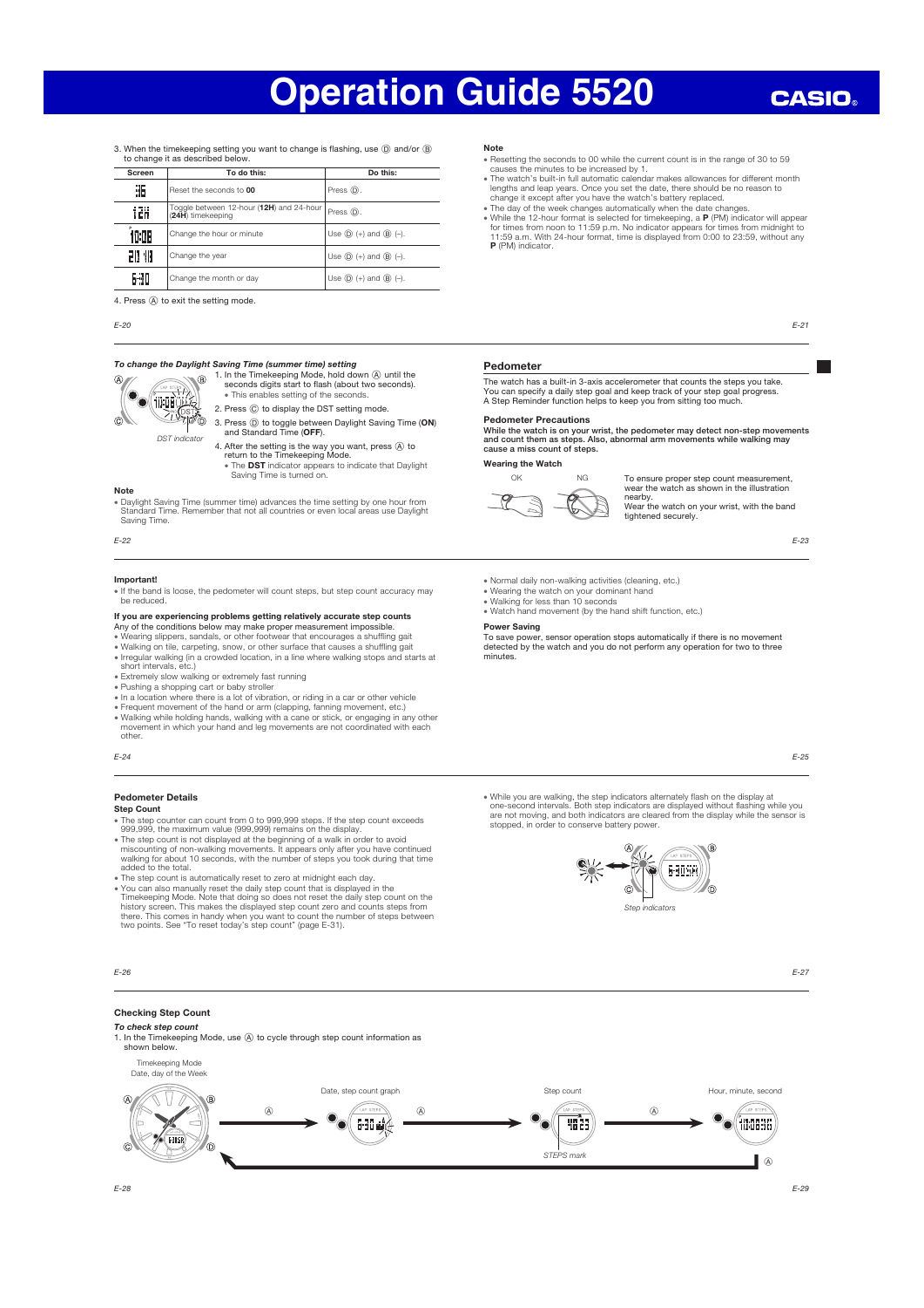# Operation Guide 5520

3. When the timekeeping setting you want to change is flashing, use Ⓓ and/or Ⓑ to change it as described below.

| Screen | To do this: | Do this: |
|---|---|---|
| 36 | Reset the seconds to **00** | Press Ⓓ. |
| 12H | Toggle between 12-hour (**12H**) and 24-hour (**24H**) timekeeping | Press Ⓓ. |
| 10:08 | Change the hour or minute | Use Ⓓ (+) and Ⓑ (–). |
| 2019 | Change the year | Use Ⓓ (+) and Ⓑ (–). |
| 6-30 | Change the month or day | Use Ⓓ (+) and Ⓑ (–). |

4. Press Ⓐ to exit the setting mode.

### Note

- Resetting the seconds to 00 while the current count is in the range of 30 to 59 causes the minutes to be increased by 1.
- The watch's built-in full automatic calendar makes allowances for different month lengths and leap years. Once you set the date, there should be no reason to change it except after you have the watch's battery replaced.
- The day of the week changes automatically when the date changes.
- While the 12-hour format is selected for timekeeping, a **P** (PM) indicator will appear for times from noon to 11:59 p.m. No indicator appears for times from midnight to 11:59 a.m. With 24-hour format, time is displayed from 0:00 to 23:59, without any **P** (PM) indicator.

### *To change the Daylight Saving Time (summer time) setting*

1. In the Timekeeping Mode, hold down Ⓐ until the seconds digits start to flash (about two seconds).
   - This enables setting of the seconds.
2. Press Ⓒ to display the DST setting mode.
3. Press Ⓓ to toggle between Daylight Saving Time (**ON**) and Standard Time (**OFF**).
4. After the setting is the way you want, press Ⓐ to return to the Timekeeping Mode.
   - The **DST** indicator appears to indicate that Daylight Saving Time is turned on.

*DST indicator*

### Note

- Daylight Saving Time (summer time) advances the time setting by one hour from Standard Time. Remember that not all countries or even local areas use Daylight Saving Time.

## Pedometer

The watch has a built-in 3-axis accelerometer that counts the steps you take. You can specify a daily step goal and keep track of your step goal progress. A Step Reminder function helps to keep you from sitting too much.

### Pedometer Precautions

**While the watch is on your wrist, the pedometer may detect non-step movements and count them as steps. Also, abnormal arm movements while walking may cause a miss count of steps.**

### Wearing the Watch

OK NG

To ensure proper step count measurement, wear the watch as shown in the illustration nearby.
Wear the watch on your wrist, with the band tightened securely.

### Important!

- If the band is loose, the pedometer will count steps, but step count accuracy may be reduced.

### If you are experiencing problems getting relatively accurate step counts

Any of the conditions below may make proper measurement impossible.

- Wearing slippers, sandals, or other footwear that encourages a shuffling gait
- Walking on tile, carpeting, snow, or other surface that causes a shuffling gait
- Irregular walking (in a crowded location, in a line where walking stops and starts at short intervals, etc.)
- Extremely slow walking or extremely fast running
- Pushing a shopping cart or baby stroller
- In a location where there is a lot of vibration, or riding in a car or other vehicle
- Frequent movement of the hand or arm (clapping, fanning movement, etc.)
- Walking while holding hands, walking with a cane or stick, or engaging in any other movement in which your hand and leg movements are not coordinated with each other.
- Normal daily non-walking activities (cleaning, etc.)
- Wearing the watch on your dominant hand
- Walking for less than 10 seconds
- Watch hand movement (by the hand shift function, etc.)

### Power Saving

To save power, sensor operation stops automatically if there is no movement detected by the watch and you do not perform any operation for two to three minutes.

## Pedometer Details

### Step Count

- The step counter can count from 0 to 999,999 steps. If the step count exceeds 999,999, the maximum value (999,999) remains on the display.
- The step count is not displayed at the beginning of a walk in order to avoid miscounting of non-walking movements. It appears only after you have continued walking for about 10 seconds, with the number of steps you took during that time added to the total.
- The step count is automatically reset to zero at midnight each day.
- You can also manually reset the daily step count that is displayed in the Timekeeping Mode. Note that doing so does not reset the daily step count on the history screen. This makes the displayed step count zero and counts steps from there. This comes in handy when you want to count the number of steps between two points. See "To reset today's step count" (page E-31).
- While you are walking, the step indicators alternately flash on the display at one-second intervals. Both step indicators are displayed without flashing while you are not moving, and both indicators are cleared from the display while the sensor is stopped, in order to conserve battery power.

*Step indicators*

## Checking Step Count

### *To check step count*

1. In the Timekeeping Mode, use Ⓐ to cycle through step count information as shown below.

Timekeeping Mode
Date, day of the Week → Ⓐ → Date, step count graph → Ⓐ → Step count → Ⓐ → Hour, minute, second → Ⓐ (back to Timekeeping Mode)

*STEPS mark*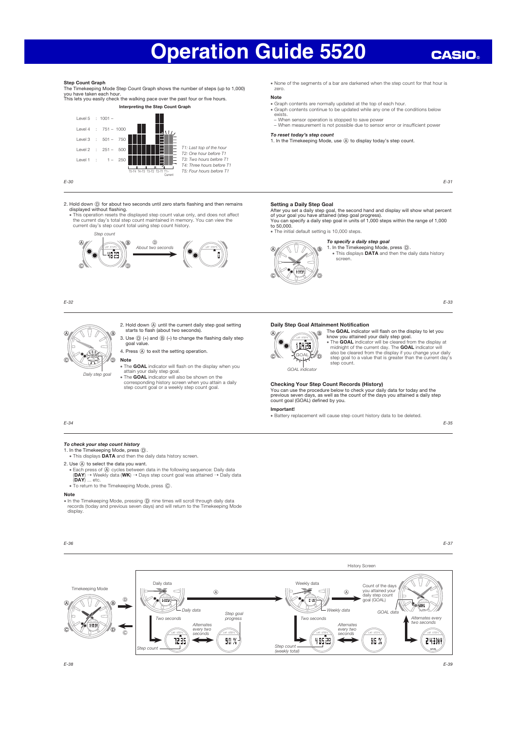# Operation Guide 5520

### Step Count Graph

The Timekeeping Mode Step Count Graph shows the number of steps (up to 1,000) you have taken each hour.

This lets you easily check the walking pace over the past four or five hours.

**Interpreting the Step Count Graph**

| Level | Steps |
|---|---|
| Level 5 | 1001 – |
| Level 4 | 751 – 1000 |
| Level 3 | 501 – 750 |
| Level 2 | 251 – 500 |
| Level 1 | 1 – 250 |

T5–T4 T4–T3 T3–T2 T2–T1 T1–Current

T1: Last top of the hour
T2: One hour before T1
T3: Two hours before T1
T4: Three hours before T1
T5: Four hours before T1

- None of the segments of a bar are darkened when the step count for that hour is zero.

**Note**

- Graph contents are normally updated at the top of each hour.
- Graph contents continue to be updated while any one of the conditions below exists.
  - When sensor operation is stopped to save power
  - When measurement is not possible due to sensor error or insufficient power

***To reset today's step count***

1. In the Timekeeping Mode, use Ⓐ to display today's step count.
2. Hold down Ⓓ for about two seconds until zero starts flashing and then remains displayed without flashing.
   - This operation resets the displayed step count value only, and does not affect the current day's total step count maintained in memory. You can view the current day's step count total using step count history.

Step count

About two seconds

### Setting a Daily Step Goal

After you set a daily step goal, the second hand and display will show what percent of your goal you have attained (step goal progress).

You can specify a daily step goal in units of 1,000 steps within the range of 1,000 to 50,000.

- The initial default setting is 10,000 steps.

***To specify a daily step goal***

1. In the Timekeeping Mode, press Ⓓ.
   - This displays **DATA** and then the daily data history screen.
2. Hold down Ⓐ until the current daily step goal setting starts to flash (about two seconds).
3. Use Ⓓ (+) and Ⓑ (–) to change the flashing daily step goal value.
4. Press Ⓐ to exit the setting operation.

Daily step goal

**Note**

- The **GOAL** indicator will flash on the display when you attain your daily step goal.
- The **GOAL** indicator will also be shown on the corresponding history screen when you attain a daily step count goal or a weekly step count goal.

### Daily Step Goal Attainment Notification

The **GOAL** indicator will flash on the display to let you know you attained your daily step goal.

- The **GOAL** indicator will be cleared from the display at midnight of the current day. The **GOAL** indicator will also be cleared from the display if you change your daily step goal to a value that is greater than the current day's step count.

GOAL indicator

### Checking Your Step Count Records (History)

You can use the procedure below to check your daily data for today and the previous seven days, as well as the count of the days you attained a daily step count goal (GOAL) defined by you.

**Important!**

- Battery replacement will cause step count history data to be deleted.

***To check your step count history***

1. In the Timekeeping Mode, press Ⓓ.
   - This displays **DATA** and then the daily data history screen.
2. Use Ⓐ to select the data you want.
   - Each press of Ⓐ cycles between data in the following sequence: Daily data (**DAY**) → Weekly data (**WK**) → Days step count goal was attained → Daily data (**DAY**) ... etc.
   - To return to the Timekeeping Mode, press Ⓒ.

**Note**

- In the Timekeeping Mode, pressing Ⓓ nine times will scroll through daily data records (today and previous seven days) and will return to the Timekeeping Mode display.

Timekeeping Mode

History Screen

Daily data — Daily data — Two seconds — Alternates every two seconds — Step count — Step goal progress

Weekly data — Weekly data — Two seconds — Alternates every two seconds — Step count (weekly total)

Count of the days you attained your daily step count goal (GOAL) — GOAL data — Alternates every two seconds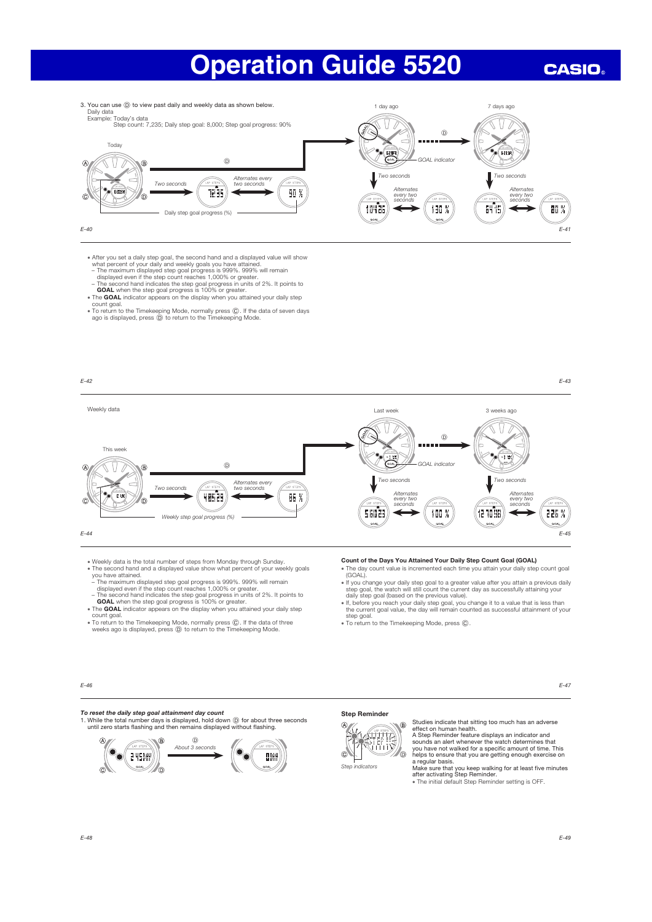3. You can use Ⓓ to view past daily and weekly data as shown below.

Daily data

Example: Today's data

Step count: 7,235; Daily step goal: 8,000; Step goal progress: 90%

Today

Ⓓ

Two seconds

Alternates every two seconds

Daily step goal progress (%)

1 day ago

7 days ago

Ⓓ

GOAL indicator

Two seconds

Alternates every two seconds

Two seconds

Alternates every two seconds

- After you set a daily step goal, the second hand and a displayed value will show what percent of your daily and weekly goals you have attained.
  - The maximum displayed step goal progress is 999%. 999% will remain displayed even if the step count reaches 1,000% or greater.
  - The second hand indicates the step goal progress in units of 2%. It points to **GOAL** when the step goal progress is 100% or greater.
- The **GOAL** indicator appears on the display when you attained your daily step count goal.
- To return to the Timekeeping Mode, normally press Ⓒ. If the data of seven days ago is displayed, press Ⓓ to return to the Timekeeping Mode.

Weekly data

This week

Ⓓ

Two seconds

Alternates every two seconds

Weekly step goal progress (%)

Last week

3 weeks ago

Ⓓ

GOAL indicator

Two seconds

Alternates every two seconds

Two seconds

Alternates every two seconds

- Weekly data is the total number of steps from Monday through Sunday.
- The second hand and a displayed value show what percent of your weekly goals you have attained.
  - The maximum displayed step goal progress is 999%. 999% will remain displayed even if the step count reaches 1,000% or greater.
  - The second hand indicates the step goal progress in units of 2%. It points to **GOAL** when the step goal progress is 100% or greater.
- The **GOAL** indicator appears on the display when you attained your daily step count goal.
- To return to the Timekeeping Mode, normally press Ⓒ. If the data of three weeks ago is displayed, press Ⓓ to return to the Timekeeping Mode.

### Count of the Days You Attained Your Daily Step Count Goal (GOAL)

- The day count value is incremented each time you attain your daily step count goal (GOAL).
- If you change your daily step goal to a greater value after you attain a previous daily step goal, the watch will still count the current day as successfully attaining your daily step goal (based on the previous value).
- If, before you reach your daily step goal, you change it to a value that is less than the current goal value, the day will remain counted as successful attainment of your step goal.
- To return to the Timekeeping Mode, press Ⓒ.

*To reset the daily step goal attainment day count*

1. While the total number days is displayed, hold down Ⓓ for about three seconds until zero starts flashing and then remains displayed without flashing.

Ⓓ

*About 3 seconds*

### Step Reminder

Step indicators

Studies indicate that sitting too much has an adverse effect on human health.

A Step Reminder feature displays an indicator and sounds an alert whenever the watch determines that you have not walked for a specific amount of time. This helps to ensure that you are getting enough exercise on a regular basis.

Make sure that you keep walking for at least five minutes after activating Step Reminder.

- The initial default Step Reminder setting is OFF.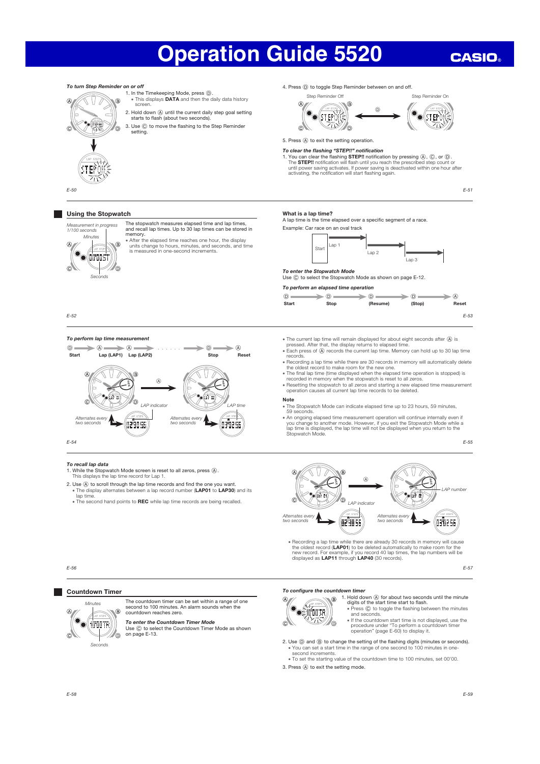# Operation Guide 5520

**CASIO**

*To turn Step Reminder on or off*

1. In the Timekeeping Mode, press Ⓓ.
   - This displays **DATA** and then the daily data history screen.
2. Hold down Ⓐ until the current daily step goal setting starts to flash (about two seconds).
3. Use Ⓒ to move the flashing to the Step Reminder setting.
4. Press Ⓓ to toggle Step Reminder between on and off.

Step Reminder Off — Ⓓ — Step Reminder On

5. Press Ⓐ to exit the setting operation.

*To clear the flashing "STEP!!" notification*

1. You can clear the flashing **STEP!!** notification by pressing Ⓐ, Ⓒ, or Ⓓ.
   The **STEP!!** notification will flash until you reach the prescribed step count or until power saving activates. If power saving is deactivated within one hour after activating, the notification will start flashing again.

## Using the Stopwatch

Measurement in progress 1/100 seconds
Minutes
Seconds

The stopwatch measures elapsed time and lap times, and recall lap times. Up to 30 lap times can be stored in memory.

- After the elapsed time reaches one hour, the display units change to hours, minutes, and seconds, and time is measured in one-second increments.

**What is a lap time?**

A lap time is the time elapsed over a specific segment of a race.

Example: Car race on an oval track

Start — Lap 1 — Lap 2 — Lap 3

*To enter the Stopwatch Mode*

Use Ⓒ to select the Stopwatch Mode as shown on page E-12.

*To perform an elapsed time operation*

Ⓓ **Start** → Ⓓ **Stop** → Ⓓ **(Resume)** → Ⓓ **(Stop)** → Ⓐ **Reset**

*To perform lap time measurement*

Ⓓ **Start** → Ⓐ **Lap (LAP1)** → Ⓐ **Lap (LAP2)** → . . . . . . → Ⓓ **Stop** → Ⓐ **Reset**

LAP indicator — Alternates every two seconds
LAP time — Alternates every two seconds

- The current lap time will remain displayed for about eight seconds after Ⓐ is pressed. After that, the display returns to elapsed time.
- Each press of Ⓐ records the current lap time. Memory can hold up to 30 lap time records.
- Recording a lap time while there are 30 records in memory will automatically delete the oldest record to make room for the new one.
- The final lap time (time displayed when the elapsed time operation is stopped) is recorded in memory when the stopwatch is reset to all zeros.
- Resetting the stopwatch to all zeros and starting a new elapsed time measurement operation causes all current lap time records to be deleted.

**Note**

- The Stopwatch Mode can indicate elapsed time up to 23 hours, 59 minutes, 59 seconds.
- An ongoing elapsed time measurement operation will continue internally even if you change to another mode. However, if you exit the Stopwatch Mode while a lap time is displayed, the lap time will not be displayed when you return to the Stopwatch Mode.

*To recall lap data*

1. While the Stopwatch Mode screen is reset to all zeros, press Ⓐ.
   This displays the lap time record for Lap 1.
2. Use Ⓐ to scroll through the lap time records and find the one you want.
   - The display alternates between a lap record number (**LAP01** to **LAP30**) and its lap time.
   - The second hand points to **REC** while lap time records are being recalled.

LAP indicator — Alternates every two seconds
LAP number — Alternates every two seconds

- Recording a lap time while there are already 30 records in memory will cause the oldest record (**LAP01**) to be deleted automatically to make room for the new record. For example, if you record 40 lap times, the lap numbers will be displayed as **LAP11** through **LAP40** (30 records).

## Countdown Timer

Minutes
Seconds

The countdown timer can be set within a range of one second to 100 minutes. An alarm sounds when the countdown reaches zero.

*To enter the Countdown Timer Mode*

Use Ⓒ to select the Countdown Timer Mode as shown on page E-13.

*To configure the countdown timer*

1. Hold down Ⓐ for about two seconds until the minute digits of the start time start to flash.
   - Press Ⓒ to toggle the flashing between the minutes and seconds.
   - If the countdown start time is not displayed, use the procedure under "To perform a countdown timer operation" (page E-60) to display it.
2. Use Ⓓ and Ⓑ to change the setting of the flashing digits (minutes or seconds).
   - You can set a start time in the range of one second to 100 minutes in one-second increments.
   - To set the starting value of the countdown time to 100 minutes, set 00'00.
3. Press Ⓐ to exit the setting mode.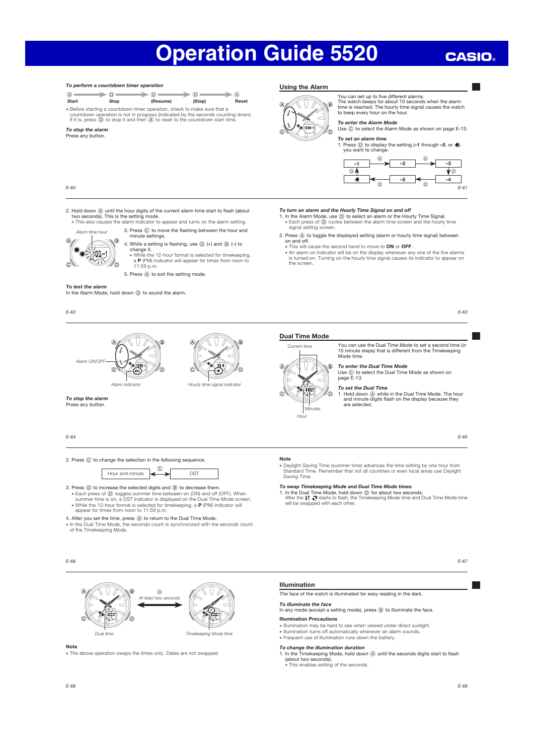# Operation Guide 5520

CASIO

*To perform a countdown timer operation*

Ⓓ → Ⓓ → Ⓓ → Ⓓ → Ⓐ
Start → Stop → (Resume) → (Stop) → Reset

- Before starting a countdown timer operation, check to make sure that a countdown operation is not in progress (indicated by the seconds counting down). If it is, press Ⓓ to stop it and then Ⓐ to reset to the countdown start time.

*To stop the alarm*

Press any button.

## Using the Alarm

You can set up to five different alarms.
The watch beeps for about 10 seconds when the alarm time is reached. The hourly time signal causes the watch to beep every hour on the hour.

*To enter the Alarm Mode*

Use Ⓒ to select the Alarm Mode as shown on page E-13.

*To set an alarm time*

1. Press Ⓓ to display the setting (**–1** through **–5**, or hourly time signal) you want to change.

–1 → –2 → –3 → –4 → –5 → (hourly time signal) → –1 (each step Ⓓ)

2. Hold down Ⓐ until the hour digits of the current alarm time start to flash (about two seconds). This is the setting mode.
   - This also causes the alarm indicator to appear and turns on the alarm setting.

Alarm time hour

3. Press Ⓒ to move the flashing between the hour and minute settings.
4. While a setting is flashing, use Ⓓ (+) and Ⓑ (–) to change it.
   - While the 12-hour format is selected for timekeeping, a **P** (PM) indicator will appear for times from noon to 11:59 p.m.
5. Press Ⓐ to exit the setting mode.

*To test the alarm*

In the Alarm Mode, hold down Ⓓ to sound the alarm.

*To turn an alarm and the Hourly Time Signal on and off*

1. In the Alarm Mode, use Ⓓ to select an alarm or the Hourly Time Signal.
   - Each press of Ⓓ cycles between the alarm time screen and the hourly time signal setting screen.
2. Press Ⓐ to toggle the displayed setting (alarm or hourly time signal) between on and off.
   - This will cause the second hand to move to **ON** or **OFF**.
   - An alarm on indicator will be on the display whenever any one of the five alarms is turned on. Turning on the hourly time signal causes its indicator to appear on the screen.

Alarm ON/OFF

Alarm indicator

Hourly time signal indicator

*To stop the alarm*

Press any button.

## Dual Time Mode

Current time

Minutes

Hour

You can use the Dual Time Mode to set a second time (in 15 minute steps) that is different from the Timekeeping Mode time.

*To enter the Dual Time Mode*

Use Ⓒ to select the Dual Time Mode as shown on page E-13.

*To set the Dual Time*

1. Hold down Ⓐ while in the Dual Time Mode. The hour and minute digits flash on the display because they are *selected*.
2. Press Ⓒ to change the selection in the following sequence.

Hour and minute ⇄ DST (Ⓒ)

3. Press Ⓓ to increase the selected digits and Ⓑ to decrease them.
   - Each press of Ⓓ toggles summer time between on (ON) and off (OFF). When summer time is on, a DST indicator is displayed on the Dual Time Mode screen.
   - While the 12-hour format is selected for timekeeping, a **P** (PM) indicator will appear for times from noon to 11:59 p.m.
4. After you set the time, press Ⓐ to return to the Dual Time Mode.

- In the Dual Time Mode, the seconds count is synchronized with the seconds count of the Timekeeping Mode.

**Note**

- Daylight Saving Time (summer time) advances the time setting by one hour from Standard Time. Remember that not all countries or even local areas use Daylight Saving Time.

*To swap Timekeeping Mode and Dual Time Mode times*

1. In the Dual Time Mode, hold down Ⓓ for about two seconds.
   After the swap indicator starts to flash, the Timekeeping Mode time and Dual Time Mode time will be swapped with each other.

Ⓓ At least two seconds

Dual time

Timekeeping Mode time

**Note**

- The above operation swaps the times only. Dates are not swapped.

## Illumination

The face of the watch is illuminated for easy reading in the dark.

*To illuminate the face*

In any mode (except a setting mode), press Ⓑ to illuminate the face.

**Illumination Precautions**

- Illumination may be hard to see when viewed under direct sunlight.
- Illumination turns off automatically whenever an alarm sounds.
- Frequent use of illumination runs down the battery.

*To change the illumination duration*

1. In the Timekeeping Mode, hold down Ⓐ until the seconds digits start to flash (about two seconds).
   - This enables setting of the seconds.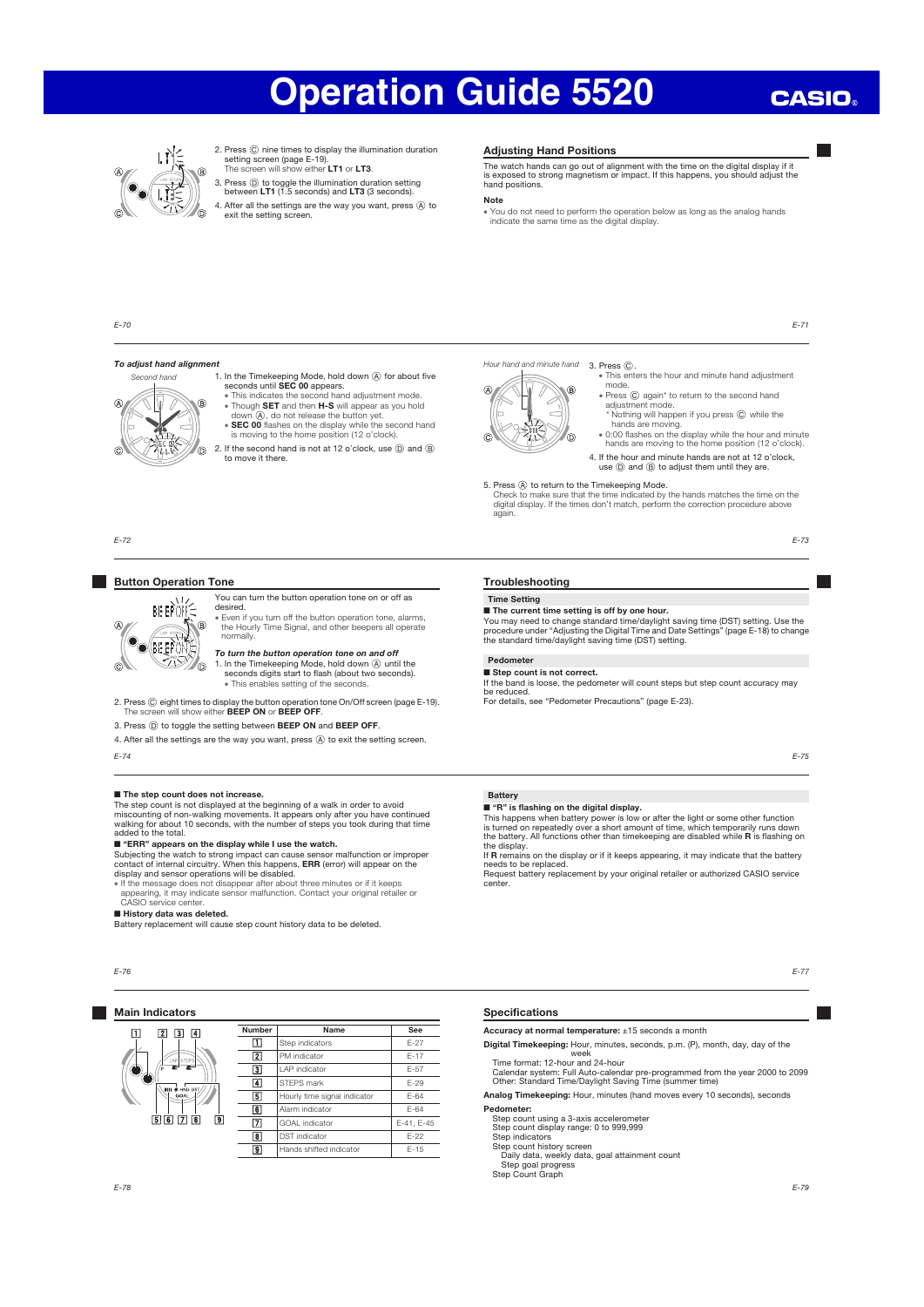# Operation Guide 5520

2. Press Ⓒ nine times to display the illumination duration setting screen (page E-19).
   The screen will show either **LT1** or **LT3**.
3. Press Ⓓ to toggle the illumination duration setting between **LT1** (1.5 seconds) and **LT3** (3 seconds).
4. After all the settings are the way you want, press Ⓐ to exit the setting screen.

## Adjusting Hand Positions

The watch hands can go out of alignment with the time on the digital display if it is exposed to strong magnetism or impact. If this happens, you should adjust the hand positions.

**Note**

- You do not need to perform the operation below as long as the analog hands indicate the same time as the digital display.

***To adjust hand alignment***

Second hand

1. In the Timekeeping Mode, hold down Ⓐ for about five seconds until **SEC 00** appears.
   - This indicates the second hand adjustment mode.
   - Though **SET** and then **H-S** will appear as you hold down Ⓐ, do not release the button yet.
   - **SEC 00** flashes on the display while the second hand is moving to the home position (12 o'clock).
2. If the second hand is not at 12 o'clock, use Ⓓ and Ⓑ to move it there.

Hour hand and minute hand

3. Press Ⓒ.
   - This enters the hour and minute hand adjustment mode.
   - Press Ⓒ again* to return to the second hand adjustment mode.
     * Nothing will happen if you press Ⓒ while the hands are moving.
   - 0:00 flashes on the display while the hour and minute hands are moving to the home position (12 o'clock).
4. If the hour and minute hands are not at 12 o'clock, use Ⓓ and Ⓑ to adjust them until they are.
5. Press Ⓐ to return to the Timekeeping Mode.
   Check to make sure that the time indicated by the hands matches the time on the digital display. If the times don't match, perform the correction procedure above again.

## Button Operation Tone

You can turn the button operation tone on or off as desired.

- Even if you turn off the button operation tone, alarms, the Hourly Time Signal, and other beepers all operate normally.

***To turn the button operation tone on and off***

1. In the Timekeeping Mode, hold down Ⓐ until the seconds digits start to flash (about two seconds).
   - This enables setting of the seconds.
2. Press Ⓒ eight times to display the button operation tone On/Off screen (page E-19).
   The screen will show either **BEEP ON** or **BEEP OFF**.
3. Press Ⓓ to toggle the setting between **BEEP ON** and **BEEP OFF**.
4. After all the settings are the way you want, press Ⓐ to exit the setting screen.

## Troubleshooting

### Time Setting

■ **The current time setting is off by one hour.**

You may need to change standard time/daylight saving time (DST) setting. Use the procedure under "Adjusting the Digital Time and Date Settings" (page E-18) to change the standard time/daylight saving time (DST) setting.

### Pedometer

■ **Step count is not correct.**

If the band is loose, the pedometer will count steps but step count accuracy may be reduced.
For details, see "Pedometer Precautions" (page E-23).

■ **The step count does not increase.**

The step count is not displayed at the beginning of a walk in order to avoid miscounting of non-walking movements. It appears only after you have continued walking for about 10 seconds, with the number of steps you took during that time added to the total.

■ **"ERR" appears on the display while I use the watch.**

Subjecting the watch to strong impact can cause sensor malfunction or improper contact of internal circuitry. When this happens, **ERR** (error) will appear on the display and sensor operations will be disabled.

- If the message does not disappear after about three minutes or if it keeps appearing, it may indicate sensor malfunction. Contact your original retailer or CASIO service center.

■ **History data was deleted.**

Battery replacement will cause step count history data to be deleted.

### Battery

■ **"R" is flashing on the digital display.**

This happens when battery power is low or after the light or some other function is turned on repeatedly over a short amount of time, which temporarily runs down the battery. All functions other than timekeeping are disabled while **R** is flashing on the display.
If **R** remains on the display or if it keeps appearing, it may indicate that the battery needs to be replaced.
Request battery replacement by your original retailer or authorized CASIO service center.

## Main Indicators

| Number | Name | See |
|---|---|---|
| 1 | Step indicators | E-27 |
| 2 | PM indicator | E-17 |
| 3 | LAP indicator | E-57 |
| 4 | STEPS mark | E-29 |
| 5 | Hourly time signal indicator | E-64 |
| 6 | Alarm indicator | E-64 |
| 7 | GOAL indicator | E-41, E-45 |
| 8 | DST indicator | E-22 |
| 9 | Hands shifted indicator | E-15 |

## Specifications

**Accuracy at normal temperature:** ±15 seconds a month

**Digital Timekeeping:** Hour, minutes, seconds, p.m. (P), month, day, day of the week
 Time format: 12-hour and 24-hour
 Calendar system: Full Auto-calendar pre-programmed from the year 2000 to 2099
 Other: Standard Time/Daylight Saving Time (summer time)

**Analog Timekeeping:** Hour, minutes (hand moves every 10 seconds), seconds

**Pedometer:**
 Step count using a 3-axis accelerometer
 Step count display range: 0 to 999,999
 Step indicators
 Step count history screen
  Daily data, weekly data, goal attainment count
  Step goal progress
 Step Count Graph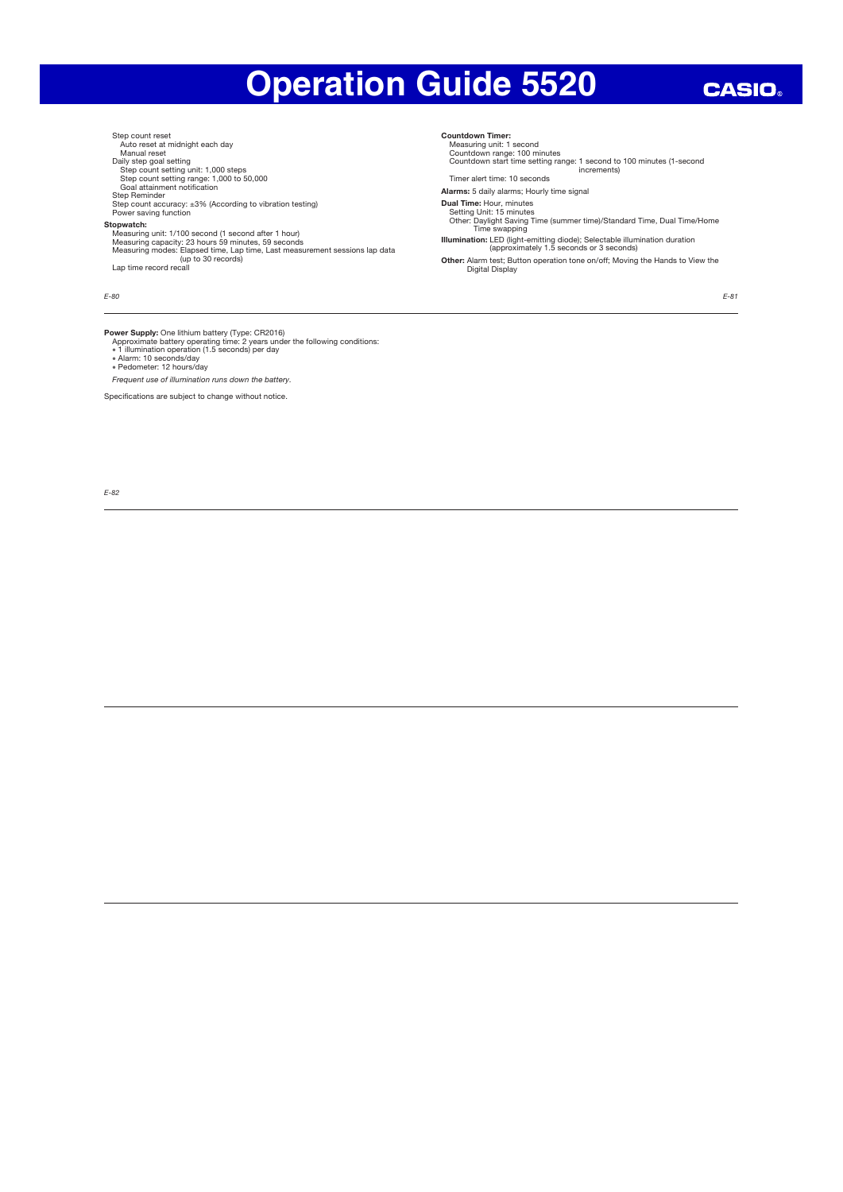Step count reset
  Auto reset at midnight each day
  Manual reset
Daily step goal setting
  Step count setting unit: 1,000 steps
  Step count setting range: 1,000 to 50,000
  Goal attainment notification
Step Reminder
Step count accuracy: ±3% (According to vibration testing)
Power saving function

**Stopwatch:**
Measuring unit: 1/100 second (1 second after 1 hour)
Measuring capacity: 23 hours 59 minutes, 59 seconds
Measuring modes: Elapsed time, Lap time, Last measurement sessions lap data (up to 30 records)
Lap time record recall

**Countdown Timer:**
Measuring unit: 1 second
Countdown range: 100 minutes
Countdown start time setting range: 1 second to 100 minutes (1-second increments)
Timer alert time: 10 seconds

**Alarms:** 5 daily alarms; Hourly time signal

**Dual Time:** Hour, minutes
Setting Unit: 15 minutes
Other: Daylight Saving Time (summer time)/Standard Time, Dual Time/Home Time swapping

**Illumination:** LED (light-emitting diode); Selectable illumination duration (approximately 1.5 seconds or 3 seconds)

**Other:** Alarm test; Button operation tone on/off; Moving the Hands to View the Digital Display

**Power Supply:** One lithium battery (Type: CR2016)
Approximate battery operating time: 2 years under the following conditions:
- 1 illumination operation (1.5 seconds) per day
- Alarm: 10 seconds/day
- Pedometer: 12 hours/day

*Frequent use of illumination runs down the battery.*

Specifications are subject to change without notice.